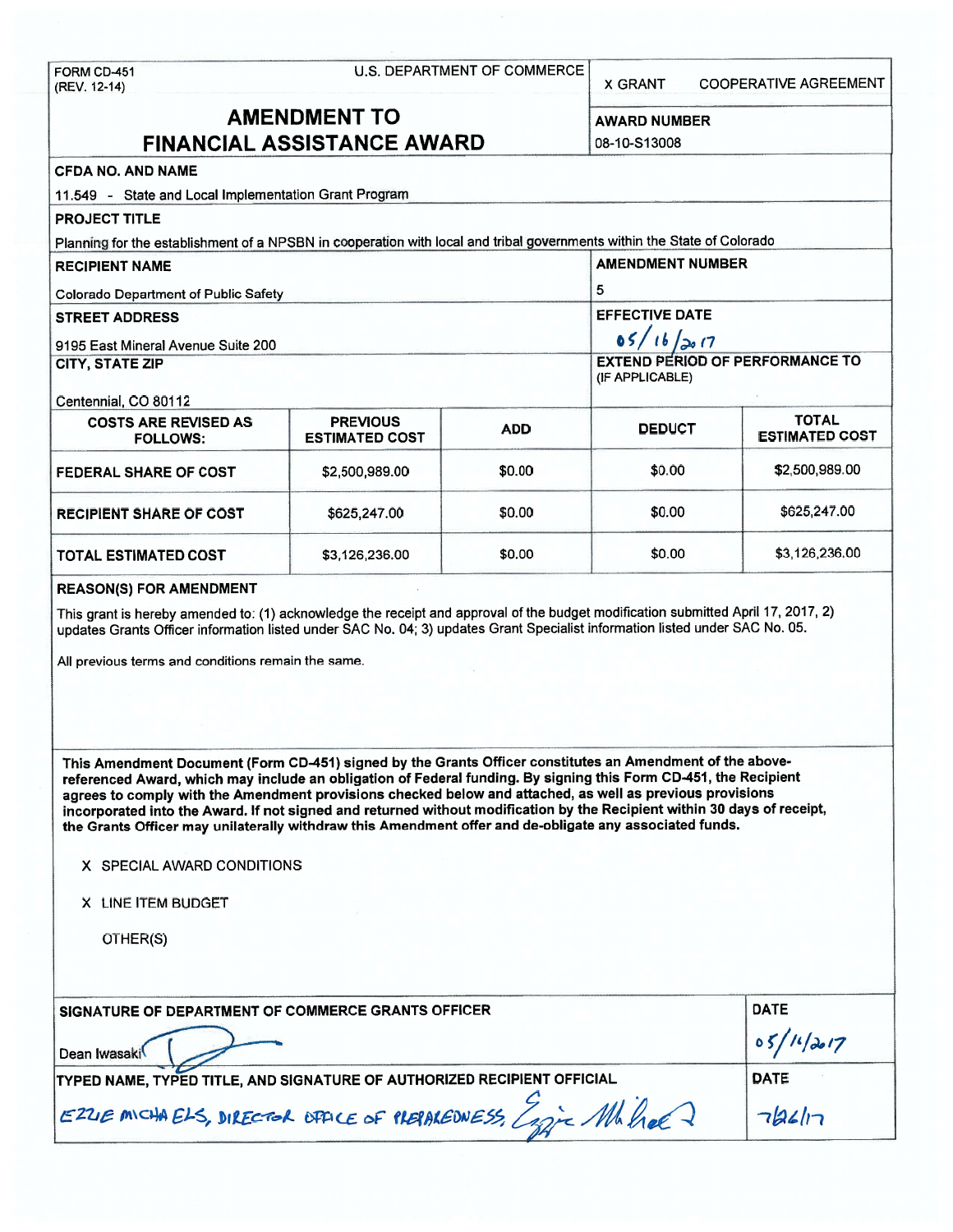FORM CD-451
(REV. 12-14)

U.S. DEPARTMENT OF COMMERCE

X GRANT COOPERATIVE AGREEMENT

# AMENDMENT TO FINANCIAL ASSISTANCE AWARD

**AWARD NUMBER**
08-10-S13008

**CFDA NO. AND NAME**
11.549 - State and Local Implementation Grant Program

**PROJECT TITLE**
Planning for the establishment of a NPSBN in cooperation with local and tribal governments within the State of Colorado

**RECIPIENT NAME**
Colorado Department of Public Safety

**AMENDMENT NUMBER**
5

**STREET ADDRESS**
9195 East Mineral Avenue Suite 200

**EFFECTIVE DATE**
05/16/2017

**CITY, STATE ZIP**
Centennial, CO 80112

**EXTEND PERIOD OF PERFORMANCE TO (IF APPLICABLE)**

| COSTS ARE REVISED AS FOLLOWS: | PREVIOUS ESTIMATED COST | ADD | DEDUCT | TOTAL ESTIMATED COST |
|---|---|---|---|---|
| FEDERAL SHARE OF COST | $2,500,989.00 | $0.00 | $0.00 | $2,500,989.00 |
| RECIPIENT SHARE OF COST | $625,247.00 | $0.00 | $0.00 | $625,247.00 |
| TOTAL ESTIMATED COST | $3,126,236.00 | $0.00 | $0.00 | $3,126,236.00 |

**REASON(S) FOR AMENDMENT**

This grant is hereby amended to: (1) acknowledge the receipt and approval of the budget modification submitted April 17, 2017, 2) updates Grants Officer information listed under SAC No. 04; 3) updates Grant Specialist information listed under SAC No. 05.

All previous terms and conditions remain the same.

**This Amendment Document (Form CD-451) signed by the Grants Officer constitutes an Amendment of the above-referenced Award, which may include an obligation of Federal funding. By signing this Form CD-451, the Recipient agrees to comply with the Amendment provisions checked below and attached, as well as previous provisions incorporated into the Award. If not signed and returned without modification by the Recipient within 30 days of receipt, the Grants Officer may unilaterally withdraw this Amendment offer and de-obligate any associated funds.**

X SPECIAL AWARD CONDITIONS

X LINE ITEM BUDGET

OTHER(S)

**SIGNATURE OF DEPARTMENT OF COMMERCE GRANTS OFFICER**
Dean Iwasaki

**DATE**
05/16/2017

**TYPED NAME, TYPED TITLE, AND SIGNATURE OF AUTHORIZED RECIPIENT OFFICIAL**
EZZIE MICHAELS, DIRECTOR OFFICE OF PREPAREDNESS

**DATE**
7/26/17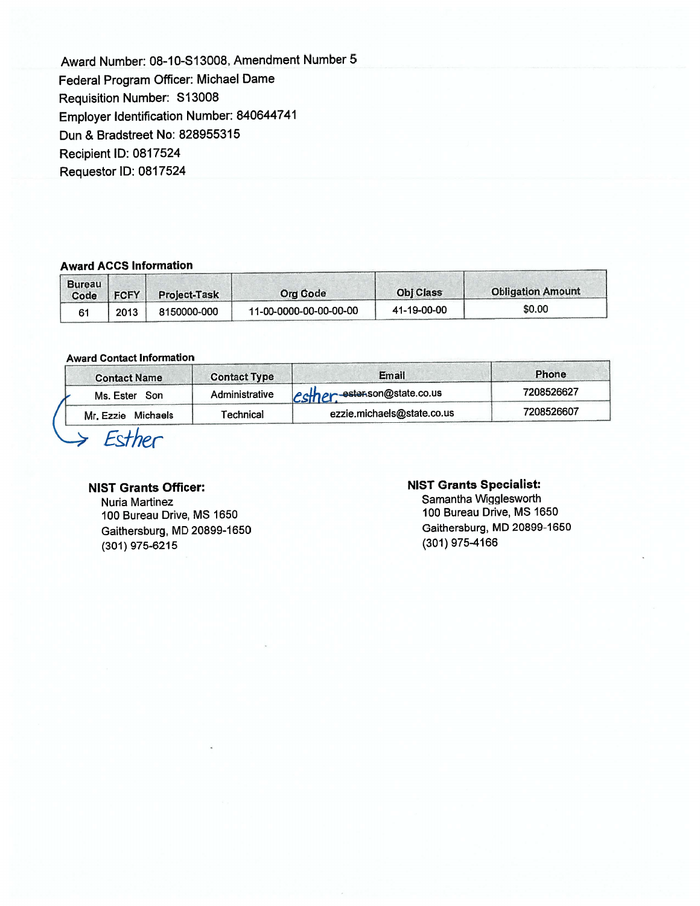Award Number: 08-10-S13008, Amendment Number 5
Federal Program Officer: Michael Dame
Requisition Number: S13008
Employer Identification Number: 840644741
Dun & Bradstreet No: 828955315
Recipient ID: 0817524
Requestor ID: 0817524

**Award ACCS Information**

| Bureau Code | FCFY | Project-Task | Org Code | Obj Class | Obligation Amount |
|---|---|---|---|---|---|
| 61 | 2013 | 8150000-000 | 11-00-0000-00-00-00-00 | 41-19-00-00 | $0.00 |

**Award Contact Information**

| Contact Name | Contact Type | Email | Phone |
|---|---|---|---|
| Ms. Ester Son | Administrative | esther ~~ester~~.son@state.co.us | 7208526627 |
| Mr. Ezzie Michaels | Technical | ezzie.michaels@state.co.us | 7208526607 |

→ Esther

**NIST Grants Officer:**
Nuria Martinez
100 Bureau Drive, MS 1650
Gaithersburg, MD 20899-1650
(301) 975-6215

**NIST Grants Specialist:**
Samantha Wigglesworth
100 Bureau Drive, MS 1650
Gaithersburg, MD 20899-1650
(301) 975-4166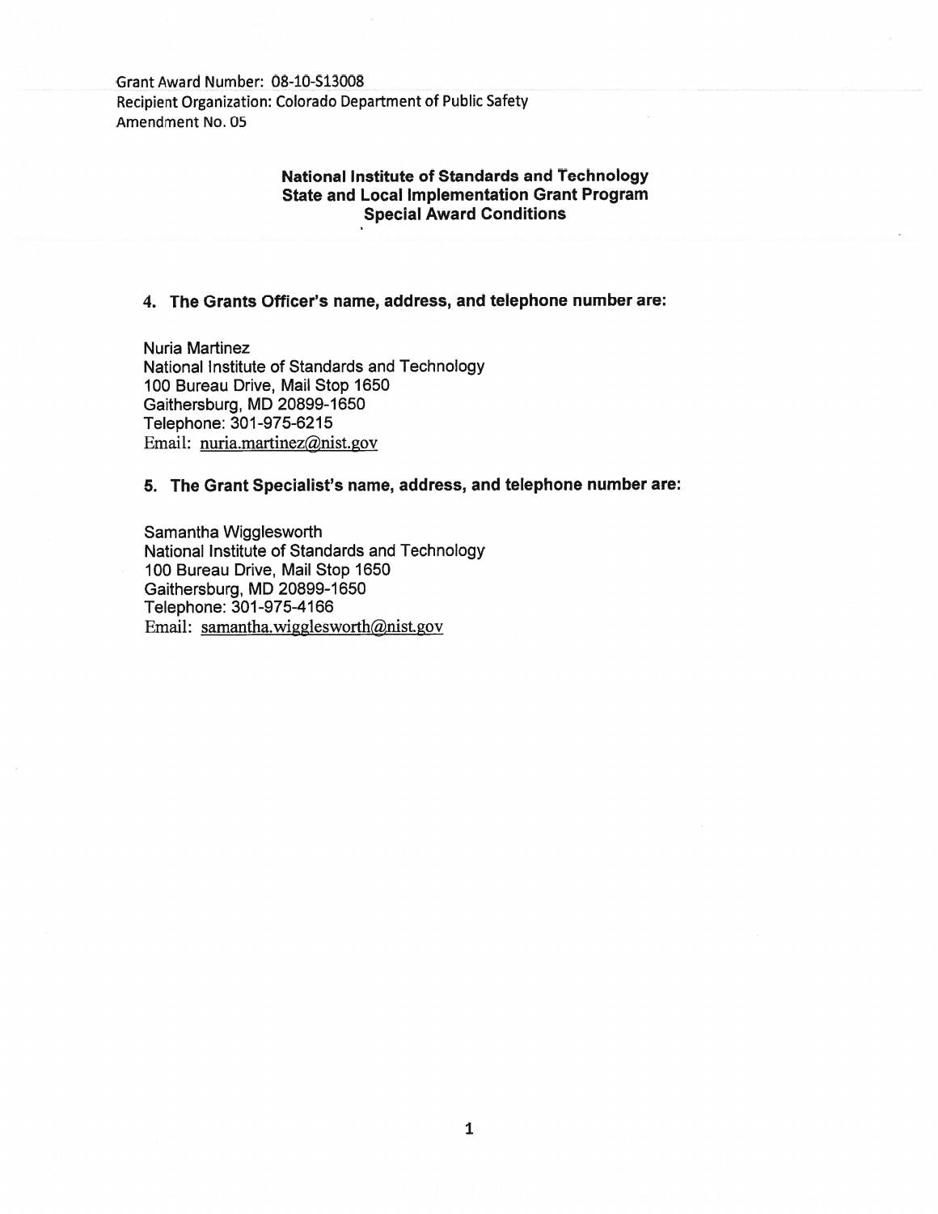Grant Award Number: 08-10-S13008
Recipient Organization: Colorado Department of Public Safety
Amendment No. 05

**National Institute of Standards and Technology**
**State and Local Implementation Grant Program**
**Special Award Conditions**

**4. The Grants Officer's name, address, and telephone number are:**

Nuria Martinez
National Institute of Standards and Technology
100 Bureau Drive, Mail Stop 1650
Gaithersburg, MD 20899-1650
Telephone: 301-975-6215
Email: nuria.martinez@nist.gov

**5. The Grant Specialist's name, address, and telephone number are:**

Samantha Wigglesworth
National Institute of Standards and Technology
100 Bureau Drive, Mail Stop 1650
Gaithersburg, MD 20899-1650
Telephone: 301-975-4166
Email: samantha.wigglesworth@nist.gov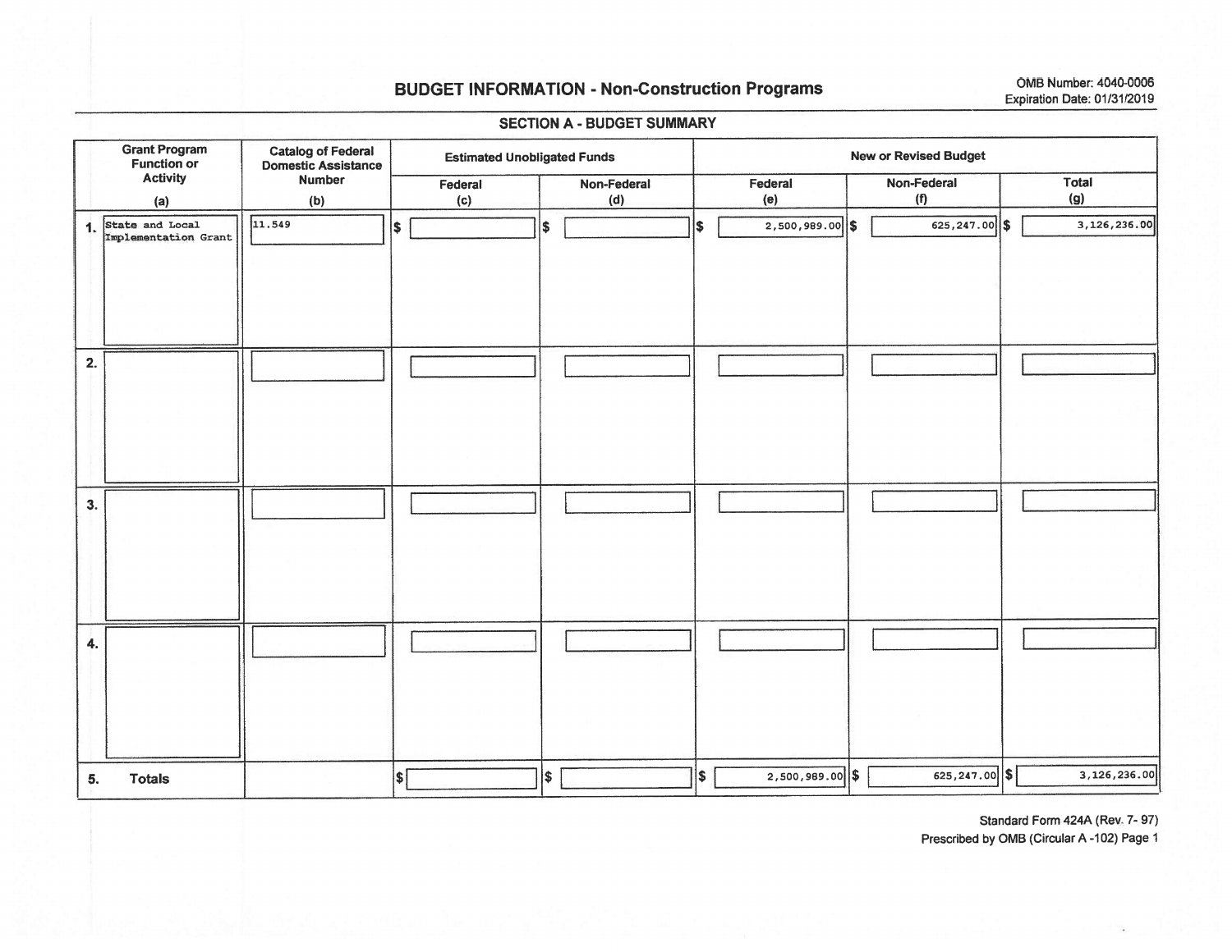# BUDGET INFORMATION - Non-Construction Programs

OMB Number: 4040-0006
Expiration Date: 01/31/2019

## SECTION A - BUDGET SUMMARY

| Grant Program Function or Activity (a) | Catalog of Federal Domestic Assistance Number (b) | Estimated Unobligated Funds | | New or Revised Budget | | |
|---|---|---|---|---|---|---|
| | | Federal (c) | Non-Federal (d) | Federal (e) | Non-Federal (f) | Total (g) |
| 1. State and Local Implementation Grant | 11.549 | $ | $ | $ 2,500,989.00 | $ 625,247.00 | $ 3,126,236.00 |
| 2. | | | | | | |
| 3. | | | | | | |
| 4. | | | | | | |
| 5. Totals | | $ | $ | $ 2,500,989.00 | $ 625,247.00 | $ 3,126,236.00 |

Standard Form 424A (Rev. 7- 97)
Prescribed by OMB (Circular A -102) Page 1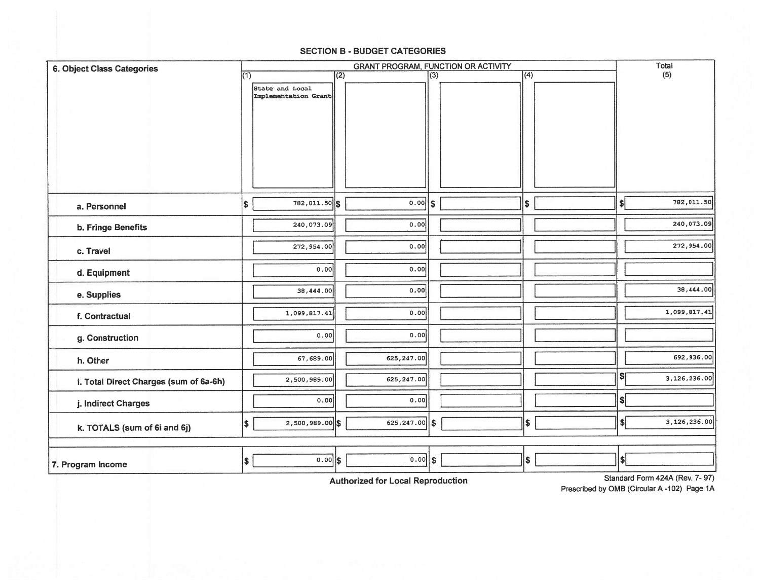## SECTION B - BUDGET CATEGORIES

| 6. Object Class Categories | GRANT PROGRAM, FUNCTION OR ACTIVITY | | | | Total (5) |
|---|---|---|---|---|---|
| | (1) State and Local Implementation Grant | (2) | (3) | (4) | |
| a. Personnel | $ 782,011.50 | $ 0.00 | $ | $ | $ 782,011.50 |
| b. Fringe Benefits | 240,073.09 | 0.00 | | | 240,073.09 |
| c. Travel | 272,954.00 | 0.00 | | | 272,954.00 |
| d. Equipment | 0.00 | 0.00 | | | |
| e. Supplies | 38,444.00 | 0.00 | | | 38,444.00 |
| f. Contractual | 1,099,817.41 | 0.00 | | | 1,099,817.41 |
| g. Construction | 0.00 | 0.00 | | | |
| h. Other | 67,689.00 | 625,247.00 | | | 692,936.00 |
| i. Total Direct Charges (sum of 6a-6h) | 2,500,989.00 | 625,247.00 | | | $ 3,126,236.00 |
| j. Indirect Charges | 0.00 | 0.00 | | | $ |
| k. TOTALS (sum of 6i and 6j) | $ 2,500,989.00 | $ 625,247.00 | $ | $ | $ 3,126,236.00 |
| 7. Program Income | $ 0.00 | $ 0.00 | $ | $ | $ |

Authorized for Local Reproduction

Standard Form 424A (Rev. 7- 97)
Prescribed by OMB (Circular A -102) Page 1A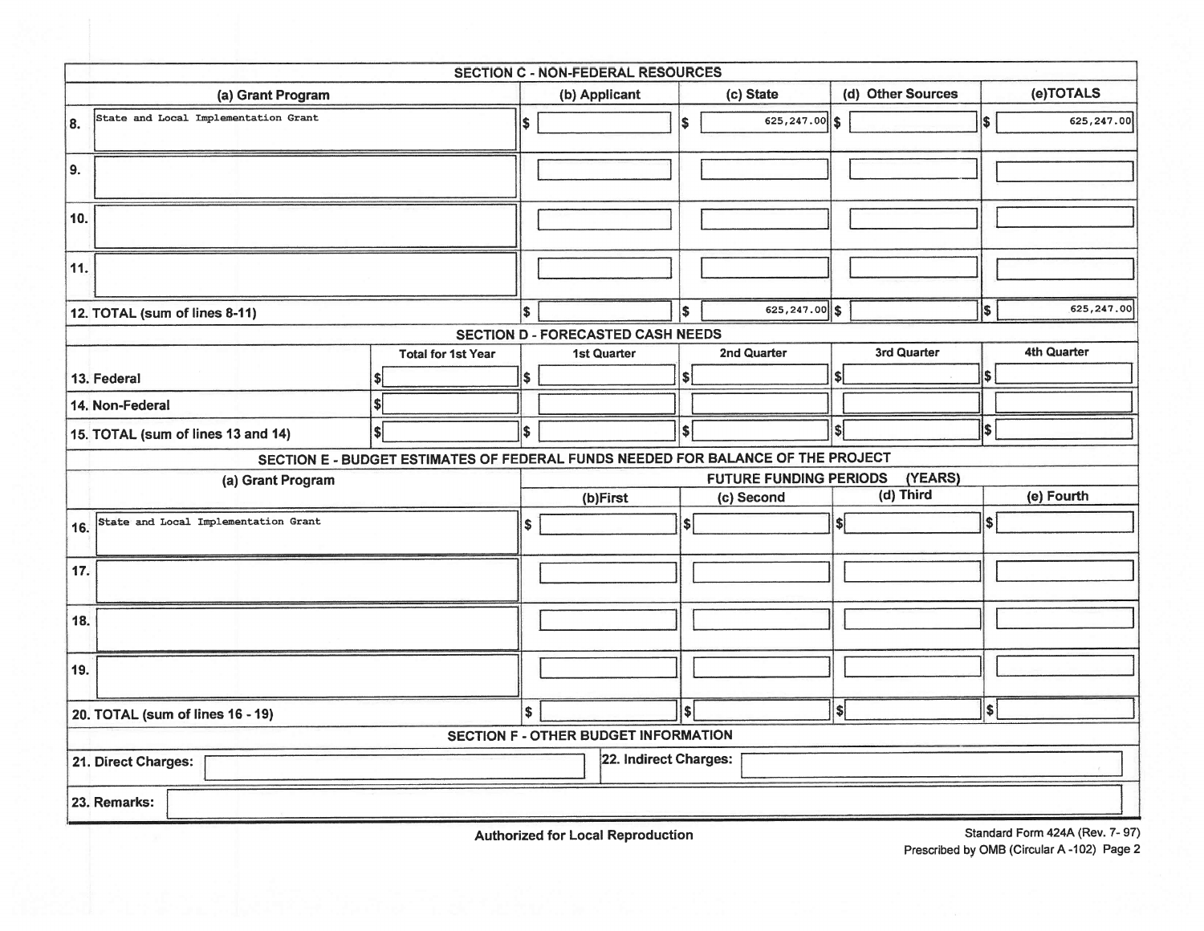## SECTION C - NON-FEDERAL RESOURCES

| (a) Grant Program | (b) Applicant | (c) State | (d) Other Sources | (e)TOTALS |
|---|---|---|---|---|
| 8. State and Local Implementation Grant | $ | $ 625,247.00 | $ | $ 625,247.00 |
| 9. | | | | |
| 10. | | | | |
| 11. | | | | |
| 12. TOTAL (sum of lines 8-11) | $ | $ 625,247.00 | $ | $ 625,247.00 |

## SECTION D - FORECASTED CASH NEEDS

| | Total for 1st Year | 1st Quarter | 2nd Quarter | 3rd Quarter | 4th Quarter |
|---|---|---|---|---|---|
| 13. Federal | $ | $ | $ | $ | $ |
| 14. Non-Federal | $ | | | | |
| 15. TOTAL (sum of lines 13 and 14) | $ | $ | $ | $ | $ |

## SECTION E - BUDGET ESTIMATES OF FEDERAL FUNDS NEEDED FOR BALANCE OF THE PROJECT

| (a) Grant Program | FUTURE FUNDING PERIODS (YEARS) | | | |
|---|---|---|---|---|
| | (b)First | (c) Second | (d) Third | (e) Fourth |
| 16. State and Local Implementation Grant | $ | $ | $ | $ |
| 17. | | | | |
| 18. | | | | |
| 19. | | | | |
| 20. TOTAL (sum of lines 16 - 19) | $ | $ | $ | $ |

## SECTION F - OTHER BUDGET INFORMATION

21. Direct Charges:

22. Indirect Charges:

23. Remarks:

Authorized for Local Reproduction

Standard Form 424A (Rev. 7- 97)
Prescribed by OMB (Circular A -102) Page 2